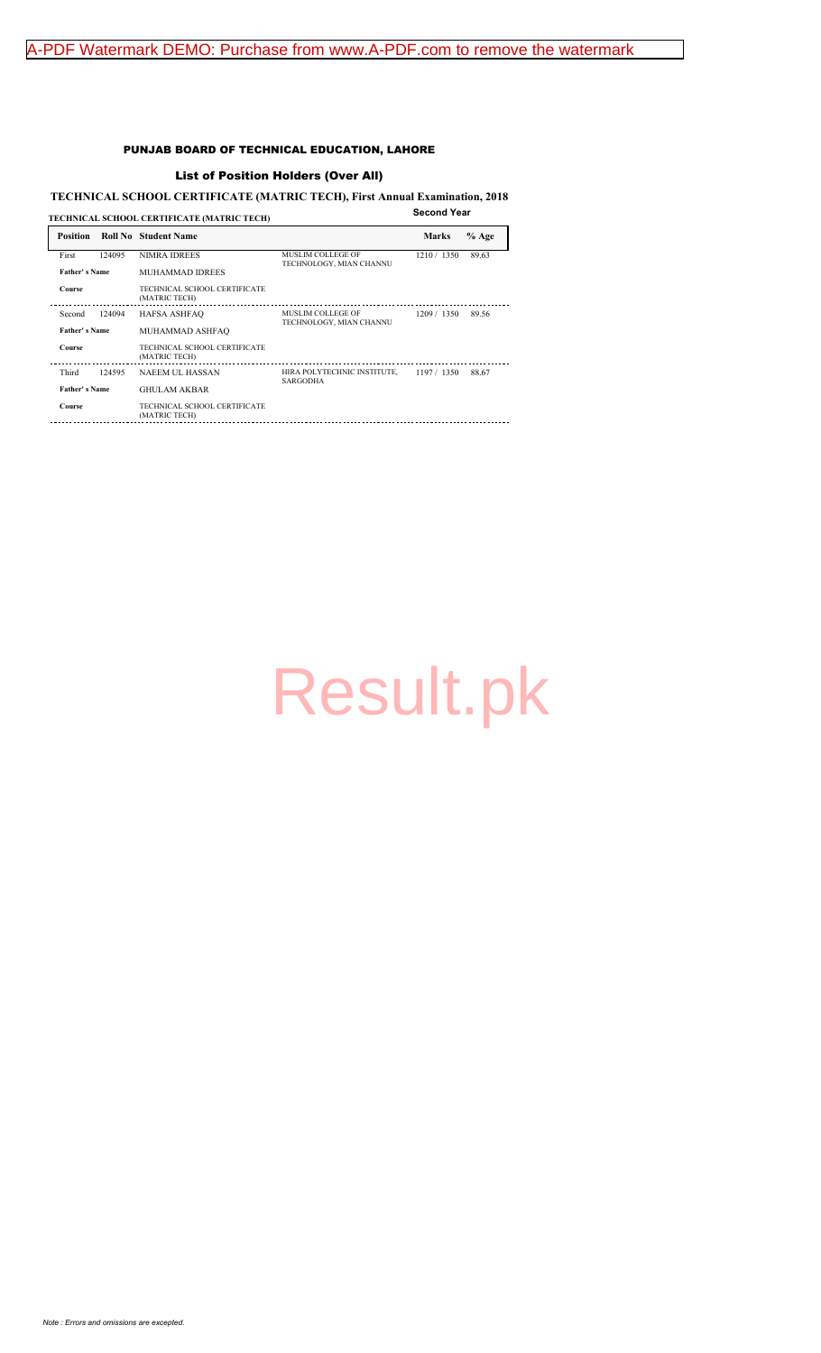# PUNJAB BOARD OF TECHNICAL EDUCATION, LAHORE

## List of Position Holders (Over All)

### TECHNICAL SCHOOL CERTIFICATE (MATRIC TECH), First Annual Examination, 2018

**TECHNICAL SCHOOL CERTIFICATE (MATRIC TECH)** — **Second Year**

| Position | Roll No | Student Name | Institute | Marks | % Age |
|---|---|---|---|---|---|
| First | 124095 | NIMRA IDREES | MUSLIM COLLEGE OF TECHNOLOGY, MIAN CHANNU | 1210 / 1350 | 89.63 |
| Father' s Name | | MUHAMMAD IDREES | | | |
| Course | | TECHNICAL SCHOOL CERTIFICATE (MATRIC TECH) | | | |
| Second | 124094 | HAFSA ASHFAQ | MUSLIM COLLEGE OF TECHNOLOGY, MIAN CHANNU | 1209 / 1350 | 89.56 |
| Father' s Name | | MUHAMMAD ASHFAQ | | | |
| Course | | TECHNICAL SCHOOL CERTIFICATE (MATRIC TECH) | | | |
| Third | 124595 | NAEEM UL HASSAN | HIRA POLYTECHNIC INSTITUTE, SARGODHA | 1197 / 1350 | 88.67 |
| Father' s Name | | GHULAM AKBAR | | | |
| Course | | TECHNICAL SCHOOL CERTIFICATE (MATRIC TECH) | | | |

*Note : Errors and omissions are excepted.*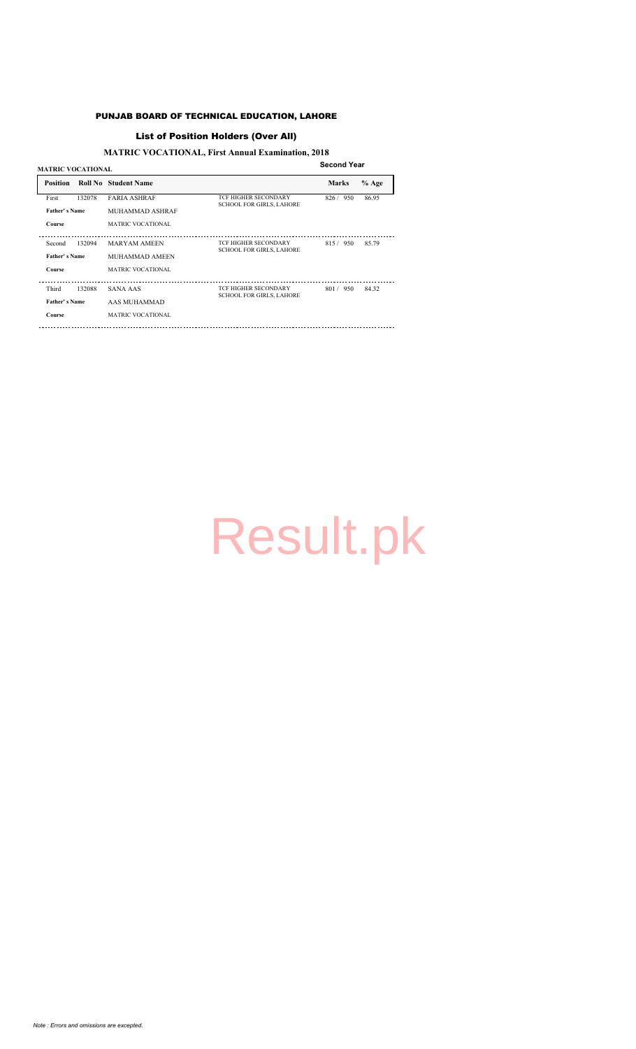# PUNJAB BOARD OF TECHNICAL EDUCATION, LAHORE

## List of Position Holders (Over All)

### MATRIC VOCATIONAL, First Annual Examination, 2018

**MATRIC VOCATIONAL** — **Second Year**

| Position | Roll No | Student Name | | Marks | % Age |
|---|---|---|---|---|---|
| First | 132078 | FARIA ASHRAF | TCF HIGHER SECONDARY SCHOOL FOR GIRLS, LAHORE | 826 / 950 | 86.95 |
| Father' s Name | | MUHAMMAD ASHRAF | | | |
| Course | | MATRIC VOCATIONAL | | | |
| Second | 132094 | MARYAM AMEEN | TCF HIGHER SECONDARY SCHOOL FOR GIRLS, LAHORE | 815 / 950 | 85.79 |
| Father' s Name | | MUHAMMAD AMEEN | | | |
| Course | | MATRIC VOCATIONAL | | | |
| Third | 132088 | SANA AAS | TCF HIGHER SECONDARY SCHOOL FOR GIRLS, LAHORE | 801 / 950 | 84.32 |
| Father' s Name | | AAS MUHAMMAD | | | |
| Course | | MATRIC VOCATIONAL | | | |

Result.pk

*Note : Errors and omissions are excepted.*